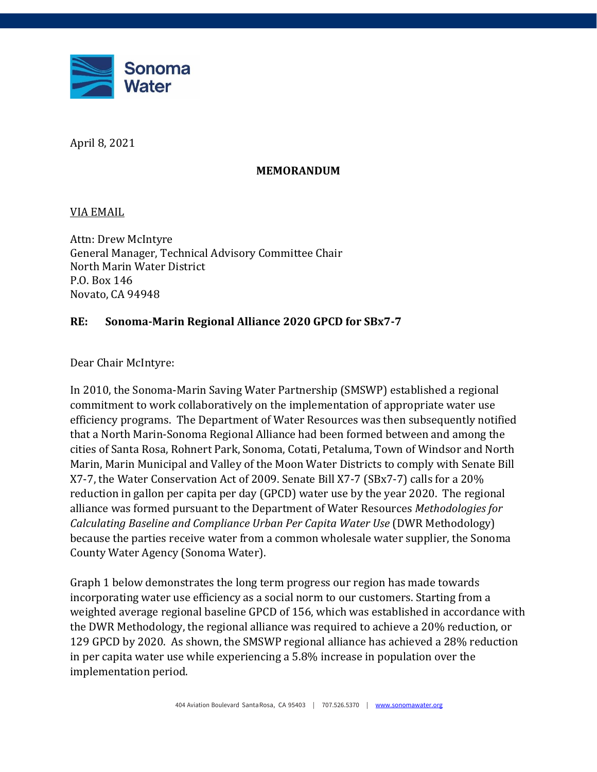Sonoma Water

April 8, 2021

**MEMORANDUM**

VIA EMAIL

Attn: Drew McIntyre
General Manager, Technical Advisory Committee Chair
North Marin Water District
P.O. Box 146
Novato, CA 94948

**RE: Sonoma-Marin Regional Alliance 2020 GPCD for SBx7-7**

Dear Chair McIntyre:

In 2010, the Sonoma-Marin Saving Water Partnership (SMSWP) established a regional commitment to work collaboratively on the implementation of appropriate water use efficiency programs. The Department of Water Resources was then subsequently notified that a North Marin-Sonoma Regional Alliance had been formed between and among the cities of Santa Rosa, Rohnert Park, Sonoma, Cotati, Petaluma, Town of Windsor and North Marin, Marin Municipal and Valley of the Moon Water Districts to comply with Senate Bill X7-7, the Water Conservation Act of 2009. Senate Bill X7-7 (SBx7-7) calls for a 20% reduction in gallon per capita per day (GPCD) water use by the year 2020. The regional alliance was formed pursuant to the Department of Water Resources *Methodologies for Calculating Baseline and Compliance Urban Per Capita Water Use* (DWR Methodology) because the parties receive water from a common wholesale water supplier, the Sonoma County Water Agency (Sonoma Water).

Graph 1 below demonstrates the long term progress our region has made towards incorporating water use efficiency as a social norm to our customers. Starting from a weighted average regional baseline GPCD of 156, which was established in accordance with the DWR Methodology, the regional alliance was required to achieve a 20% reduction, or 129 GPCD by 2020. As shown, the SMSWP regional alliance has achieved a 28% reduction in per capita water use while experiencing a 5.8% increase in population over the implementation period.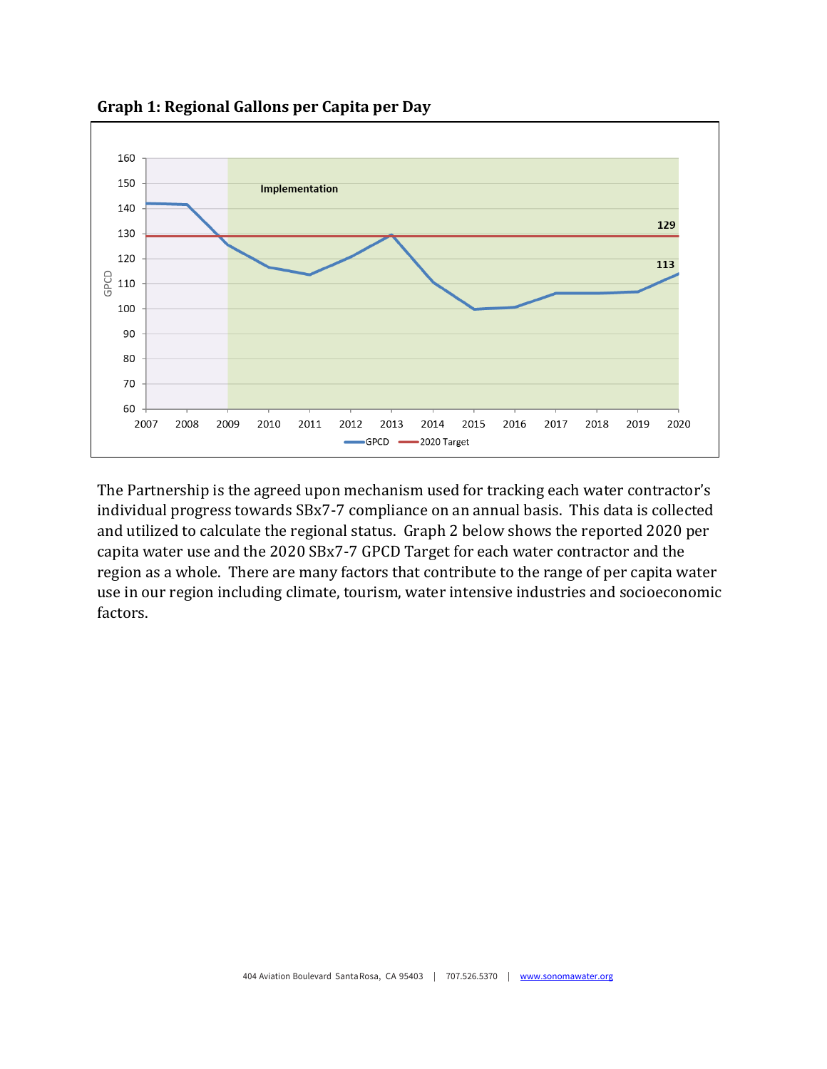**Graph 1: Regional Gallons per Capita per Day**

The Partnership is the agreed upon mechanism used for tracking each water contractor's individual progress towards SBx7-7 compliance on an annual basis. This data is collected and utilized to calculate the regional status. Graph 2 below shows the reported 2020 per capita water use and the 2020 SBx7-7 GPCD Target for each water contractor and the region as a whole. There are many factors that contribute to the range of per capita water use in our region including climate, tourism, water intensive industries and socioeconomic factors.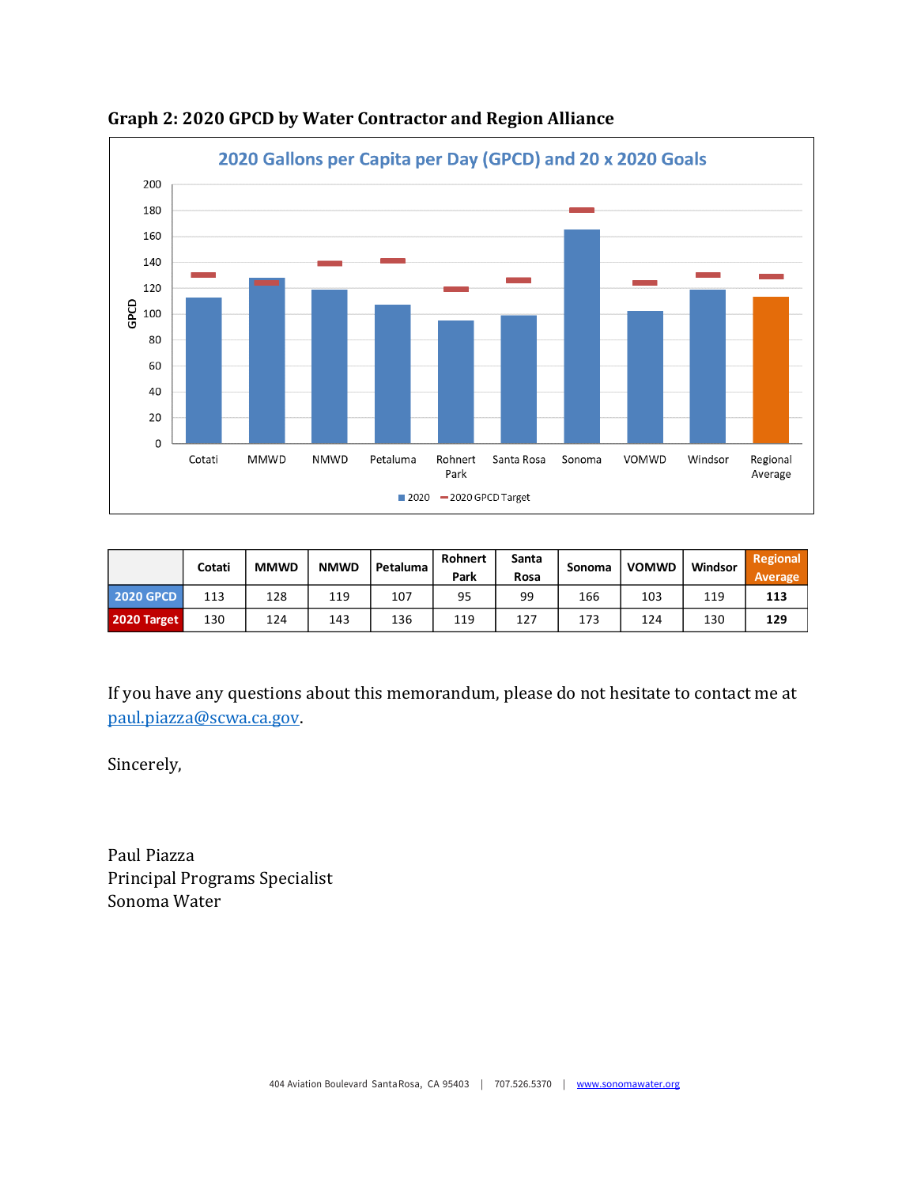**Graph 2: 2020 GPCD by Water Contractor and Region Alliance**

2020 Gallons per Capita per Day (GPCD) and 20 x 2020 Goals

GPCD

200
180
160
140
120
100
80
60
40
20
0

Cotati
MMWD
NWMD
Petaluma
Rohnert Park
Santa Rosa
Sonoma
VOMWD
Windsor
Regional Average

2020
2020 GPCD Target

| | Cotati | MMWD | NMWD | Petaluma | Rohnert Park | Santa Rosa | Sonoma | VOMWD | Windsor | Regional Average |
|---|---|---|---|---|---|---|---|---|---|---|
| 2020 GPCD | 113 | 128 | 119 | 107 | 95 | 99 | 166 | 103 | 119 | **113** |
| 2020 Target | 130 | 124 | 143 | 136 | 119 | 127 | 173 | 124 | 130 | **129** |

If you have any questions about this memorandum, please do not hesitate to contact me at paul.piazza@scwa.ca.gov.

Sincerely,

Paul Piazza
Principal Programs Specialist
Sonoma Water